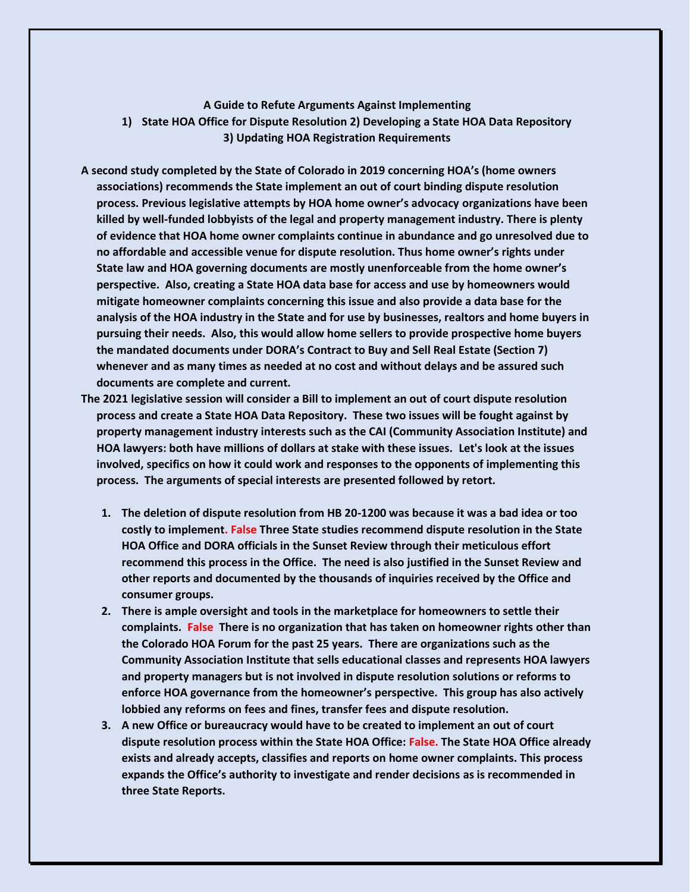**A Guide to Refute Arguments Against Implementing**

**1) State HOA Office for Dispute Resolution 2) Developing a State HOA Data Repository 3) Updating HOA Registration Requirements**

**A second study completed by the State of Colorado in 2019 concerning HOA's (home owners associations) recommends the State implement an out of court binding dispute resolution process. Previous legislative attempts by HOA home owner's advocacy organizations have been killed by well-funded lobbyists of the legal and property management industry. There is plenty of evidence that HOA home owner complaints continue in abundance and go unresolved due to no affordable and accessible venue for dispute resolution. Thus home owner's rights under State law and HOA governing documents are mostly unenforceable from the home owner's perspective. Also, creating a State HOA data base for access and use by homeowners would mitigate homeowner complaints concerning this issue and also provide a data base for the analysis of the HOA industry in the State and for use by businesses, realtors and home buyers in pursuing their needs. Also, this would allow home sellers to provide prospective home buyers the mandated documents under DORA's Contract to Buy and Sell Real Estate (Section 7) whenever and as many times as needed at no cost and without delays and be assured such documents are complete and current.**

**The 2021 legislative session will consider a Bill to implement an out of court dispute resolution process and create a State HOA Data Repository. These two issues will be fought against by property management industry interests such as the CAI (Community Association Institute) and HOA lawyers: both have millions of dollars at stake with these issues. Let's look at the issues involved, specifics on how it could work and responses to the opponents of implementing this process. The arguments of special interests are presented followed by retort.**

1. **The deletion of dispute resolution from HB 20-1200 was because it was a bad idea or too costly to implement. False Three State studies recommend dispute resolution in the State HOA Office and DORA officials in the Sunset Review through their meticulous effort recommend this process in the Office. The need is also justified in the Sunset Review and other reports and documented by the thousands of inquiries received by the Office and consumer groups.**
2. **There is ample oversight and tools in the marketplace for homeowners to settle their complaints. False There is no organization that has taken on homeowner rights other than the Colorado HOA Forum for the past 25 years. There are organizations such as the Community Association Institute that sells educational classes and represents HOA lawyers and property managers but is not involved in dispute resolution solutions or reforms to enforce HOA governance from the homeowner's perspective. This group has also actively lobbied any reforms on fees and fines, transfer fees and dispute resolution.**
3. **A new Office or bureaucracy would have to be created to implement an out of court dispute resolution process within the State HOA Office: False. The State HOA Office already exists and already accepts, classifies and reports on home owner complaints. This process expands the Office's authority to investigate and render decisions as is recommended in three State Reports.**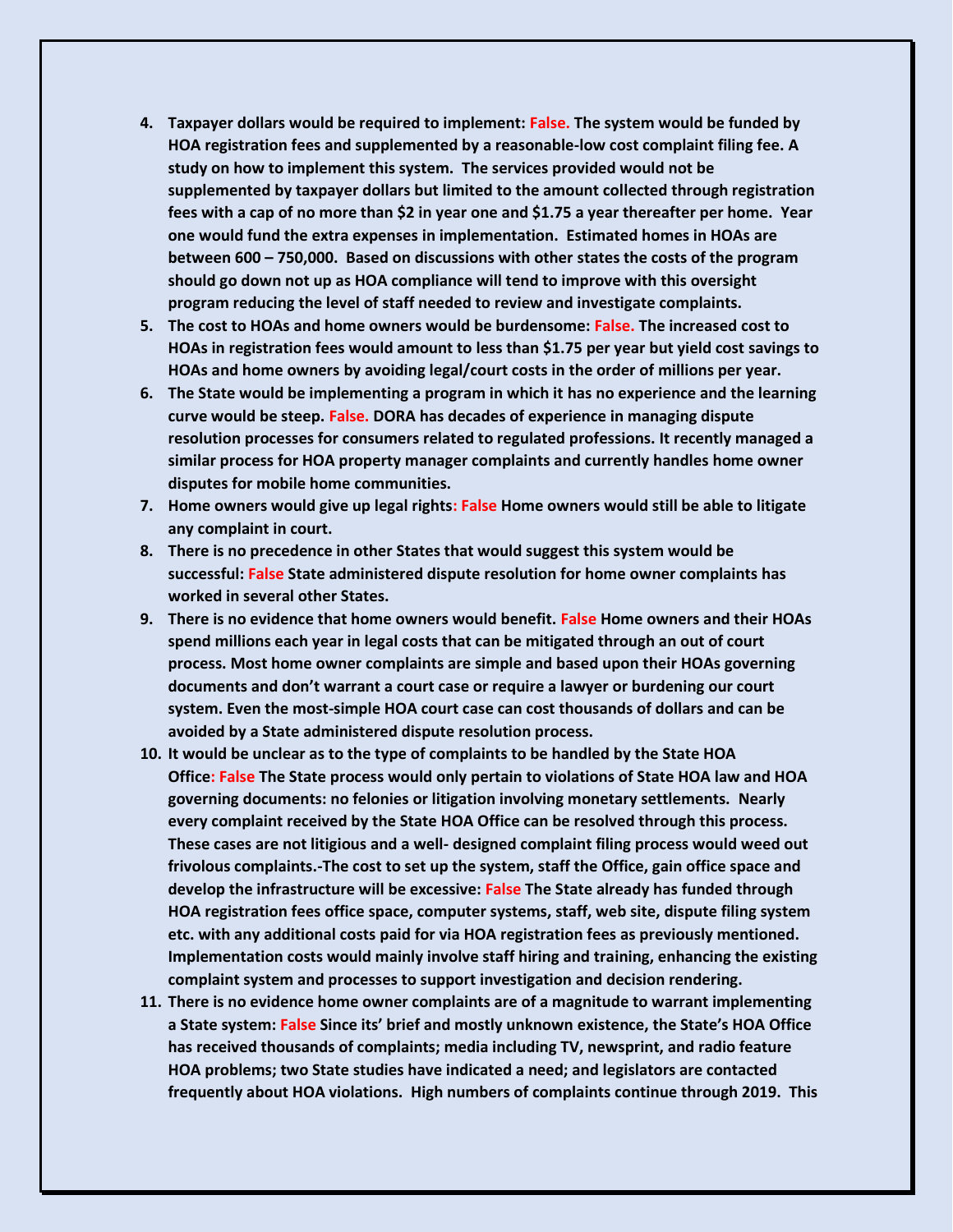4. **Taxpayer dollars would be required to implement: False. The system would be funded by HOA registration fees and supplemented by a reasonable-low cost complaint filing fee. A study on how to implement this system. The services provided would not be supplemented by taxpayer dollars but limited to the amount collected through registration fees with a cap of no more than $2 in year one and $1.75 a year thereafter per home. Year one would fund the extra expenses in implementation. Estimated homes in HOAs are between 600 – 750,000. Based on discussions with other states the costs of the program should go down not up as HOA compliance will tend to improve with this oversight program reducing the level of staff needed to review and investigate complaints.**
5. **The cost to HOAs and home owners would be burdensome: False. The increased cost to HOAs in registration fees would amount to less than $1.75 per year but yield cost savings to HOAs and home owners by avoiding legal/court costs in the order of millions per year.**
6. **The State would be implementing a program in which it has no experience and the learning curve would be steep. False. DORA has decades of experience in managing dispute resolution processes for consumers related to regulated professions. It recently managed a similar process for HOA property manager complaints and currently handles home owner disputes for mobile home communities.**
7. **Home owners would give up legal rights: False Home owners would still be able to litigate any complaint in court.**
8. **There is no precedence in other States that would suggest this system would be successful: False State administered dispute resolution for home owner complaints has worked in several other States.**
9. **There is no evidence that home owners would benefit. False Home owners and their HOAs spend millions each year in legal costs that can be mitigated through an out of court process. Most home owner complaints are simple and based upon their HOAs governing documents and don't warrant a court case or require a lawyer or burdening our court system. Even the most-simple HOA court case can cost thousands of dollars and can be avoided by a State administered dispute resolution process.**
10. **It would be unclear as to the type of complaints to be handled by the State HOA Office: False The State process would only pertain to violations of State HOA law and HOA governing documents: no felonies or litigation involving monetary settlements. Nearly every complaint received by the State HOA Office can be resolved through this process. These cases are not litigious and a well- designed complaint filing process would weed out frivolous complaints.-The cost to set up the system, staff the Office, gain office space and develop the infrastructure will be excessive: False The State already has funded through HOA registration fees office space, computer systems, staff, web site, dispute filing system etc. with any additional costs paid for via HOA registration fees as previously mentioned. Implementation costs would mainly involve staff hiring and training, enhancing the existing complaint system and processes to support investigation and decision rendering.**
11. **There is no evidence home owner complaints are of a magnitude to warrant implementing a State system: False Since its' brief and mostly unknown existence, the State's HOA Office has received thousands of complaints; media including TV, newsprint, and radio feature HOA problems; two State studies have indicated a need; and legislators are contacted frequently about HOA violations. High numbers of complaints continue through 2019. This**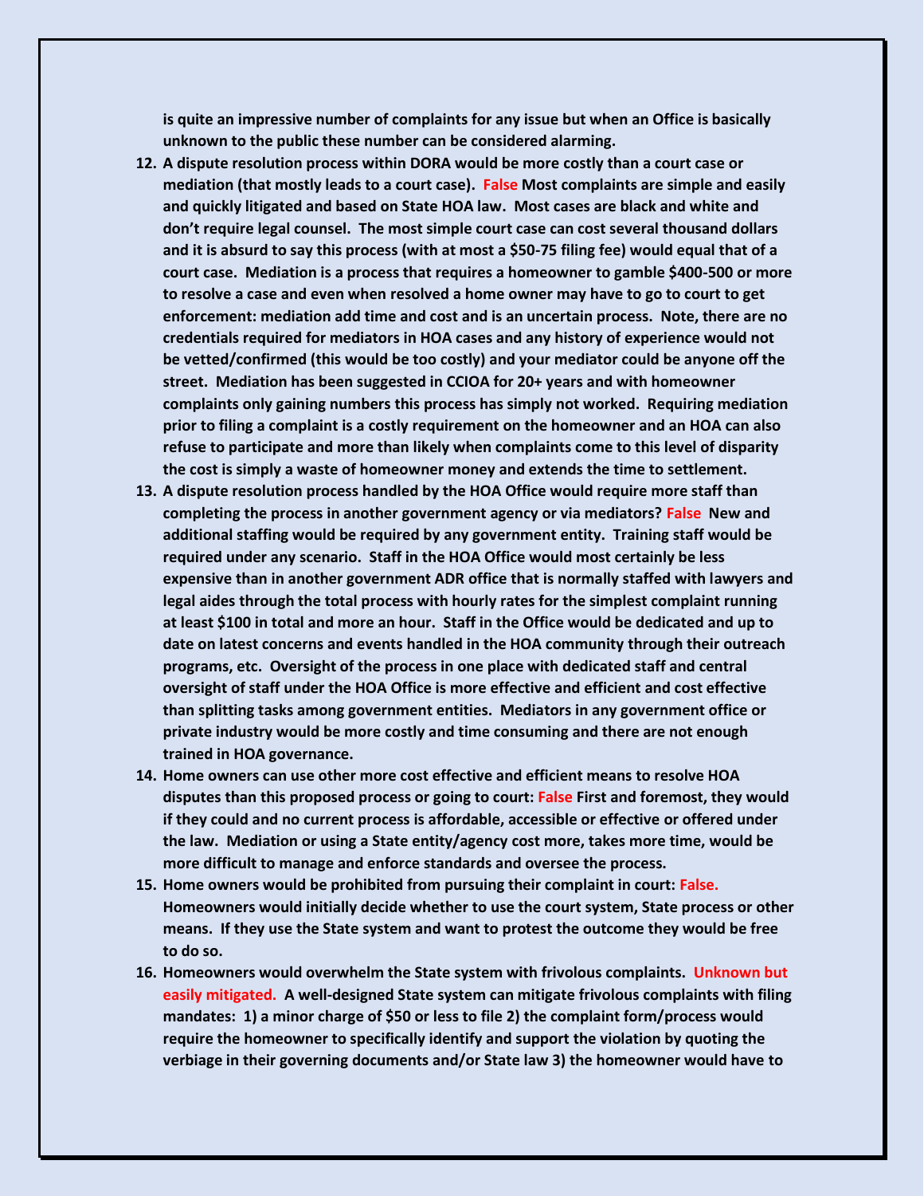**is quite an impressive number of complaints for any issue but when an Office is basically unknown to the public these number can be considered alarming.**

12. **A dispute resolution process within DORA would be more costly than a court case or mediation (that mostly leads to a court case). False Most complaints are simple and easily and quickly litigated and based on State HOA law. Most cases are black and white and don't require legal counsel. The most simple court case can cost several thousand dollars and it is absurd to say this process (with at most a $50-75 filing fee) would equal that of a court case. Mediation is a process that requires a homeowner to gamble $400-500 or more to resolve a case and even when resolved a home owner may have to go to court to get enforcement: mediation add time and cost and is an uncertain process. Note, there are no credentials required for mediators in HOA cases and any history of experience would not be vetted/confirmed (this would be too costly) and your mediator could be anyone off the street. Mediation has been suggested in CCIOA for 20+ years and with homeowner complaints only gaining numbers this process has simply not worked. Requiring mediation prior to filing a complaint is a costly requirement on the homeowner and an HOA can also refuse to participate and more than likely when complaints come to this level of disparity the cost is simply a waste of homeowner money and extends the time to settlement.**
13. **A dispute resolution process handled by the HOA Office would require more staff than completing the process in another government agency or via mediators? False New and additional staffing would be required by any government entity. Training staff would be required under any scenario. Staff in the HOA Office would most certainly be less expensive than in another government ADR office that is normally staffed with lawyers and legal aides through the total process with hourly rates for the simplest complaint running at least $100 in total and more an hour. Staff in the Office would be dedicated and up to date on latest concerns and events handled in the HOA community through their outreach programs, etc. Oversight of the process in one place with dedicated staff and central oversight of staff under the HOA Office is more effective and efficient and cost effective than splitting tasks among government entities. Mediators in any government office or private industry would be more costly and time consuming and there are not enough trained in HOA governance.**
14. **Home owners can use other more cost effective and efficient means to resolve HOA disputes than this proposed process or going to court: False First and foremost, they would if they could and no current process is affordable, accessible or effective or offered under the law. Mediation or using a State entity/agency cost more, takes more time, would be more difficult to manage and enforce standards and oversee the process.**
15. **Home owners would be prohibited from pursuing their complaint in court: False. Homeowners would initially decide whether to use the court system, State process or other means. If they use the State system and want to protest the outcome they would be free to do so.**
16. **Homeowners would overwhelm the State system with frivolous complaints. Unknown but easily mitigated. A well-designed State system can mitigate frivolous complaints with filing mandates: 1) a minor charge of $50 or less to file 2) the complaint form/process would require the homeowner to specifically identify and support the violation by quoting the verbiage in their governing documents and/or State law 3) the homeowner would have to**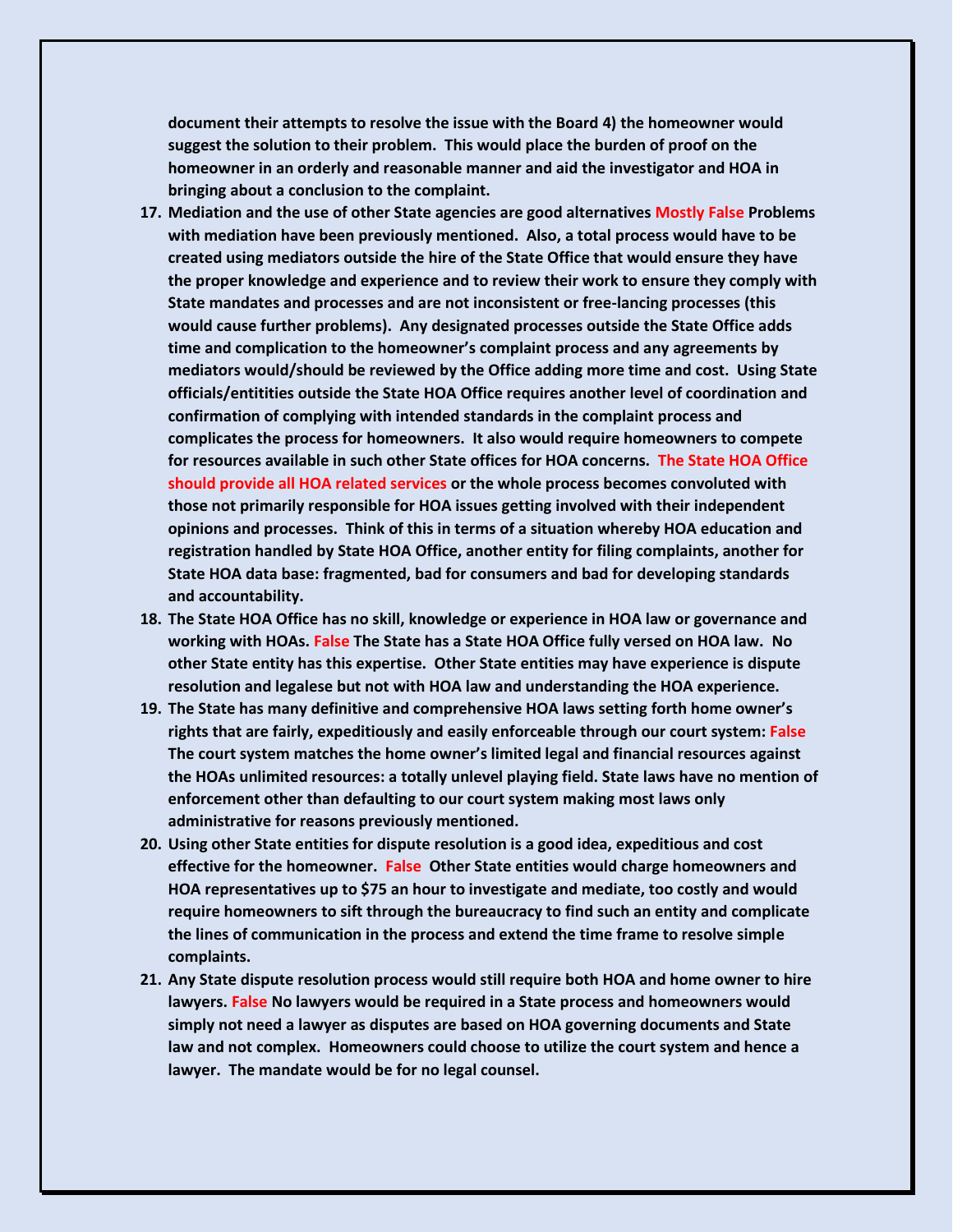**document their attempts to resolve the issue with the Board 4) the homeowner would suggest the solution to their problem. This would place the burden of proof on the homeowner in an orderly and reasonable manner and aid the investigator and HOA in bringing about a conclusion to the complaint.**

17. **Mediation and the use of other State agencies are good alternatives Mostly False Problems with mediation have been previously mentioned. Also, a total process would have to be created using mediators outside the hire of the State Office that would ensure they have the proper knowledge and experience and to review their work to ensure they comply with State mandates and processes and are not inconsistent or free-lancing processes (this would cause further problems). Any designated processes outside the State Office adds time and complication to the homeowner's complaint process and any agreements by mediators would/should be reviewed by the Office adding more time and cost. Using State officials/entitities outside the State HOA Office requires another level of coordination and confirmation of complying with intended standards in the complaint process and complicates the process for homeowners. It also would require homeowners to compete for resources available in such other State offices for HOA concerns. The State HOA Office should provide all HOA related services or the whole process becomes convoluted with those not primarily responsible for HOA issues getting involved with their independent opinions and processes. Think of this in terms of a situation whereby HOA education and registration handled by State HOA Office, another entity for filing complaints, another for State HOA data base: fragmented, bad for consumers and bad for developing standards and accountability.**
18. **The State HOA Office has no skill, knowledge or experience in HOA law or governance and working with HOAs. False The State has a State HOA Office fully versed on HOA law. No other State entity has this expertise. Other State entities may have experience is dispute resolution and legalese but not with HOA law and understanding the HOA experience.**
19. **The State has many definitive and comprehensive HOA laws setting forth home owner's rights that are fairly, expeditiously and easily enforceable through our court system: False The court system matches the home owner's limited legal and financial resources against the HOAs unlimited resources: a totally unlevel playing field. State laws have no mention of enforcement other than defaulting to our court system making most laws only administrative for reasons previously mentioned.**
20. **Using other State entities for dispute resolution is a good idea, expeditious and cost effective for the homeowner. False Other State entities would charge homeowners and HOA representatives up to $75 an hour to investigate and mediate, too costly and would require homeowners to sift through the bureaucracy to find such an entity and complicate the lines of communication in the process and extend the time frame to resolve simple complaints.**
21. **Any State dispute resolution process would still require both HOA and home owner to hire lawyers. False No lawyers would be required in a State process and homeowners would simply not need a lawyer as disputes are based on HOA governing documents and State law and not complex. Homeowners could choose to utilize the court system and hence a lawyer. The mandate would be for no legal counsel.**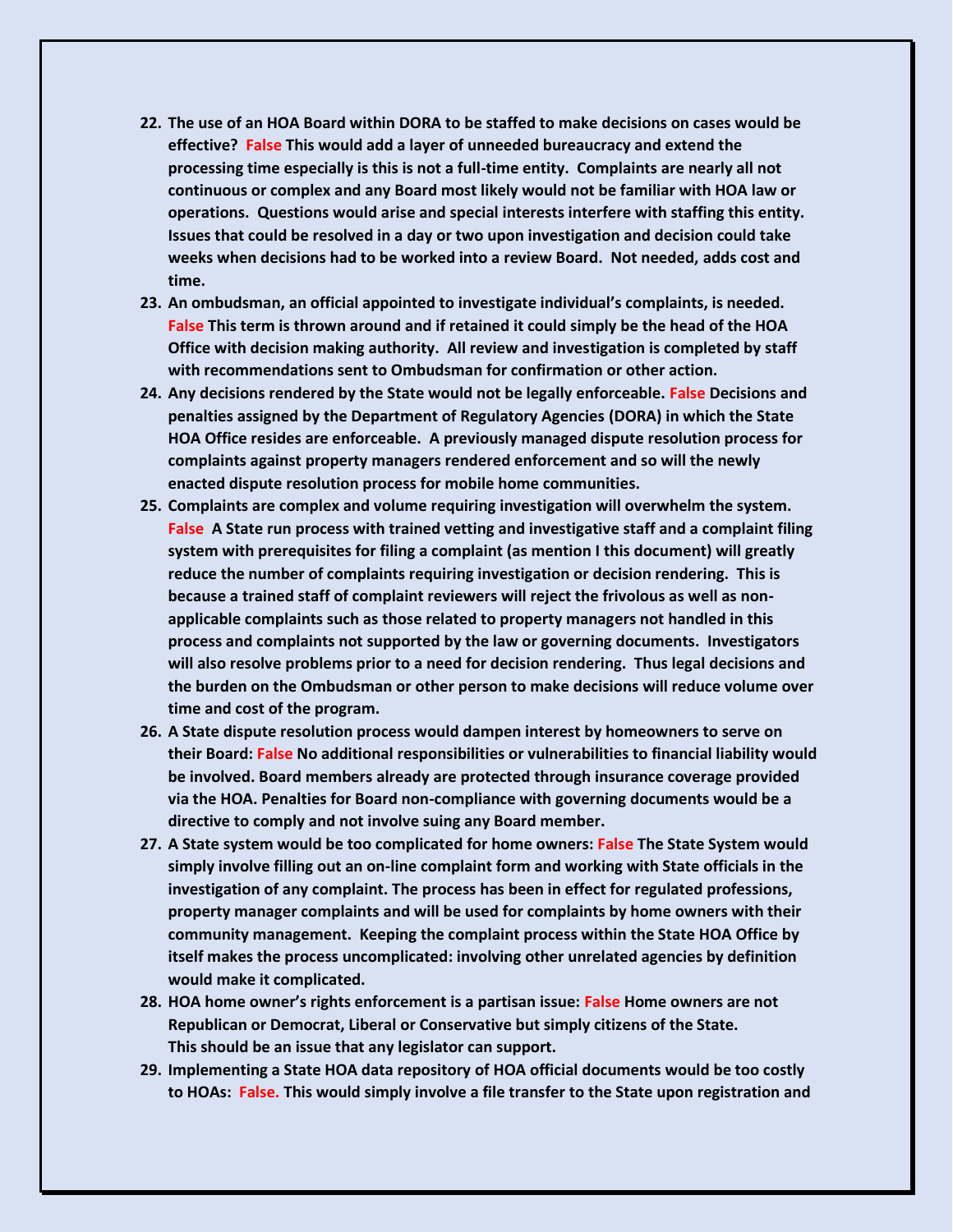22. **The use of an HOA Board within DORA to be staffed to make decisions on cases would be effective? False This would add a layer of unneeded bureaucracy and extend the processing time especially is this is not a full-time entity. Complaints are nearly all not continuous or complex and any Board most likely would not be familiar with HOA law or operations. Questions would arise and special interests interfere with staffing this entity. Issues that could be resolved in a day or two upon investigation and decision could take weeks when decisions had to be worked into a review Board. Not needed, adds cost and time.**
23. **An ombudsman, an official appointed to investigate individual's complaints, is needed. False This term is thrown around and if retained it could simply be the head of the HOA Office with decision making authority. All review and investigation is completed by staff with recommendations sent to Ombudsman for confirmation or other action.**
24. **Any decisions rendered by the State would not be legally enforceable. False Decisions and penalties assigned by the Department of Regulatory Agencies (DORA) in which the State HOA Office resides are enforceable. A previously managed dispute resolution process for complaints against property managers rendered enforcement and so will the newly enacted dispute resolution process for mobile home communities.**
25. **Complaints are complex and volume requiring investigation will overwhelm the system. False A State run process with trained vetting and investigative staff and a complaint filing system with prerequisites for filing a complaint (as mention I this document) will greatly reduce the number of complaints requiring investigation or decision rendering. This is because a trained staff of complaint reviewers will reject the frivolous as well as non-applicable complaints such as those related to property managers not handled in this process and complaints not supported by the law or governing documents. Investigators will also resolve problems prior to a need for decision rendering. Thus legal decisions and the burden on the Ombudsman or other person to make decisions will reduce volume over time and cost of the program.**
26. **A State dispute resolution process would dampen interest by homeowners to serve on their Board: False No additional responsibilities or vulnerabilities to financial liability would be involved. Board members already are protected through insurance coverage provided via the HOA. Penalties for Board non-compliance with governing documents would be a directive to comply and not involve suing any Board member.**
27. **A State system would be too complicated for home owners: False The State System would simply involve filling out an on-line complaint form and working with State officials in the investigation of any complaint. The process has been in effect for regulated professions, property manager complaints and will be used for complaints by home owners with their community management. Keeping the complaint process within the State HOA Office by itself makes the process uncomplicated: involving other unrelated agencies by definition would make it complicated.**
28. **HOA home owner's rights enforcement is a partisan issue: False Home owners are not Republican or Democrat, Liberal or Conservative but simply citizens of the State. This should be an issue that any legislator can support.**
29. **Implementing a State HOA data repository of HOA official documents would be too costly to HOAs: False. This would simply involve a file transfer to the State upon registration and**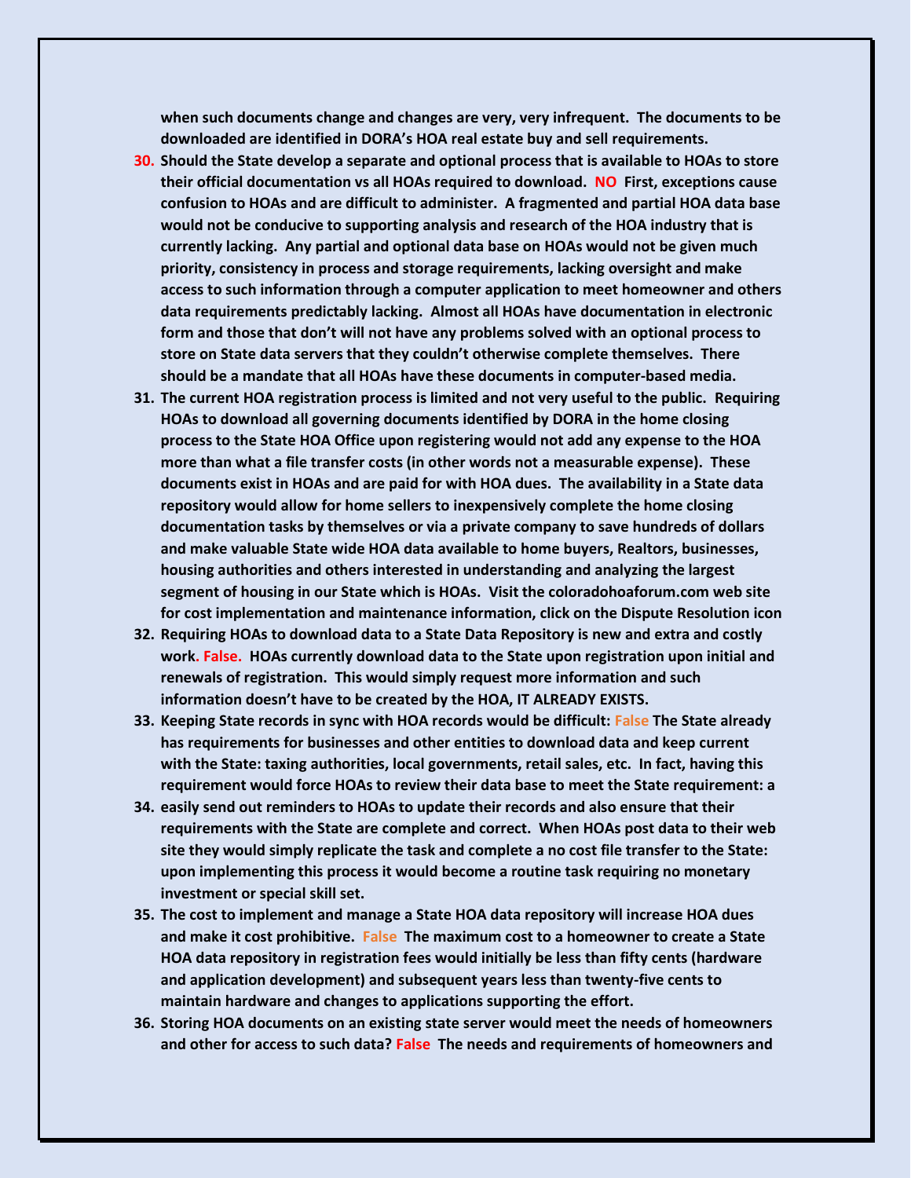**when such documents change and changes are very, very infrequent. The documents to be downloaded are identified in DORA's HOA real estate buy and sell requirements.**

30. **Should the State develop a separate and optional process that is available to HOAs to store their official documentation vs all HOAs required to download. NO First, exceptions cause confusion to HOAs and are difficult to administer. A fragmented and partial HOA data base would not be conducive to supporting analysis and research of the HOA industry that is currently lacking. Any partial and optional data base on HOAs would not be given much priority, consistency in process and storage requirements, lacking oversight and make access to such information through a computer application to meet homeowner and others data requirements predictably lacking. Almost all HOAs have documentation in electronic form and those that don't will not have any problems solved with an optional process to store on State data servers that they couldn't otherwise complete themselves. There should be a mandate that all HOAs have these documents in computer-based media.**
31. **The current HOA registration process is limited and not very useful to the public. Requiring HOAs to download all governing documents identified by DORA in the home closing process to the State HOA Office upon registering would not add any expense to the HOA more than what a file transfer costs (in other words not a measurable expense). These documents exist in HOAs and are paid for with HOA dues. The availability in a State data repository would allow for home sellers to inexpensively complete the home closing documentation tasks by themselves or via a private company to save hundreds of dollars and make valuable State wide HOA data available to home buyers, Realtors, businesses, housing authorities and others interested in understanding and analyzing the largest segment of housing in our State which is HOAs. Visit the coloradohoaforum.com web site for cost implementation and maintenance information, click on the Dispute Resolution icon**
32. **Requiring HOAs to download data to a State Data Repository is new and extra and costly work. False. HOAs currently download data to the State upon registration upon initial and renewals of registration. This would simply request more information and such information doesn't have to be created by the HOA, IT ALREADY EXISTS.**
33. **Keeping State records in sync with HOA records would be difficult: False The State already has requirements for businesses and other entities to download data and keep current with the State: taxing authorities, local governments, retail sales, etc. In fact, having this requirement would force HOAs to review their data base to meet the State requirement: a**
34. **easily send out reminders to HOAs to update their records and also ensure that their requirements with the State are complete and correct. When HOAs post data to their web site they would simply replicate the task and complete a no cost file transfer to the State: upon implementing this process it would become a routine task requiring no monetary investment or special skill set.**
35. **The cost to implement and manage a State HOA data repository will increase HOA dues and make it cost prohibitive. False The maximum cost to a homeowner to create a State HOA data repository in registration fees would initially be less than fifty cents (hardware and application development) and subsequent years less than twenty-five cents to maintain hardware and changes to applications supporting the effort.**
36. **Storing HOA documents on an existing state server would meet the needs of homeowners and other for access to such data? False The needs and requirements of homeowners and**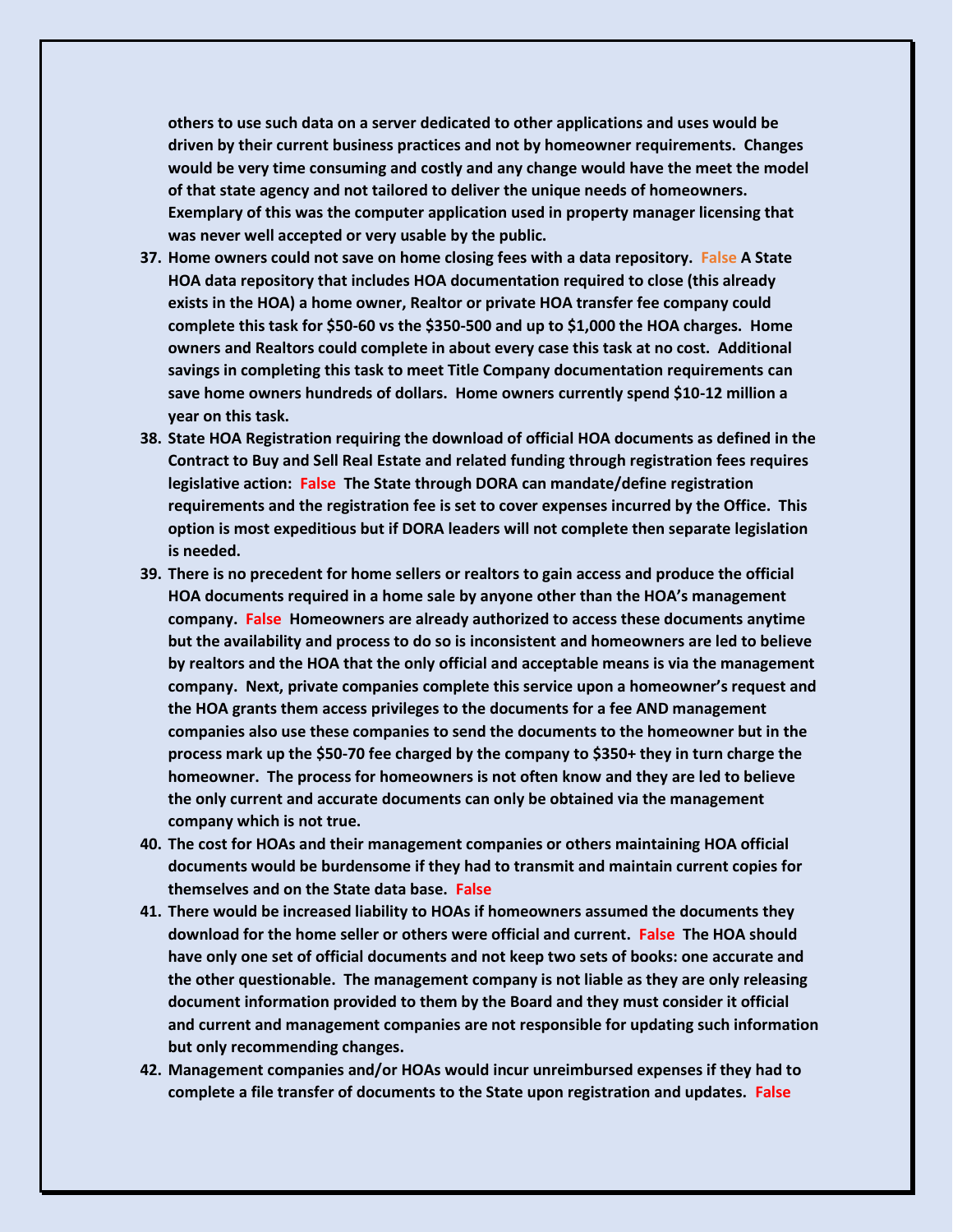**others to use such data on a server dedicated to other applications and uses would be driven by their current business practices and not by homeowner requirements. Changes would be very time consuming and costly and any change would have the meet the model of that state agency and not tailored to deliver the unique needs of homeowners. Exemplary of this was the computer application used in property manager licensing that was never well accepted or very usable by the public.**

37. **Home owners could not save on home closing fees with a data repository. False A State HOA data repository that includes HOA documentation required to close (this already exists in the HOA) a home owner, Realtor or private HOA transfer fee company could complete this task for $50-60 vs the $350-500 and up to $1,000 the HOA charges. Home owners and Realtors could complete in about every case this task at no cost. Additional savings in completing this task to meet Title Company documentation requirements can save home owners hundreds of dollars. Home owners currently spend $10-12 million a year on this task.**
38. **State HOA Registration requiring the download of official HOA documents as defined in the Contract to Buy and Sell Real Estate and related funding through registration fees requires legislative action: False The State through DORA can mandate/define registration requirements and the registration fee is set to cover expenses incurred by the Office. This option is most expeditious but if DORA leaders will not complete then separate legislation is needed.**
39. **There is no precedent for home sellers or realtors to gain access and produce the official HOA documents required in a home sale by anyone other than the HOA's management company. False Homeowners are already authorized to access these documents anytime but the availability and process to do so is inconsistent and homeowners are led to believe by realtors and the HOA that the only official and acceptable means is via the management company. Next, private companies complete this service upon a homeowner's request and the HOA grants them access privileges to the documents for a fee AND management companies also use these companies to send the documents to the homeowner but in the process mark up the $50-70 fee charged by the company to $350+ they in turn charge the homeowner. The process for homeowners is not often know and they are led to believe the only current and accurate documents can only be obtained via the management company which is not true.**
40. **The cost for HOAs and their management companies or others maintaining HOA official documents would be burdensome if they had to transmit and maintain current copies for themselves and on the State data base. False**
41. **There would be increased liability to HOAs if homeowners assumed the documents they download for the home seller or others were official and current. False The HOA should have only one set of official documents and not keep two sets of books: one accurate and the other questionable. The management company is not liable as they are only releasing document information provided to them by the Board and they must consider it official and current and management companies are not responsible for updating such information but only recommending changes.**
42. **Management companies and/or HOAs would incur unreimbursed expenses if they had to complete a file transfer of documents to the State upon registration and updates. False**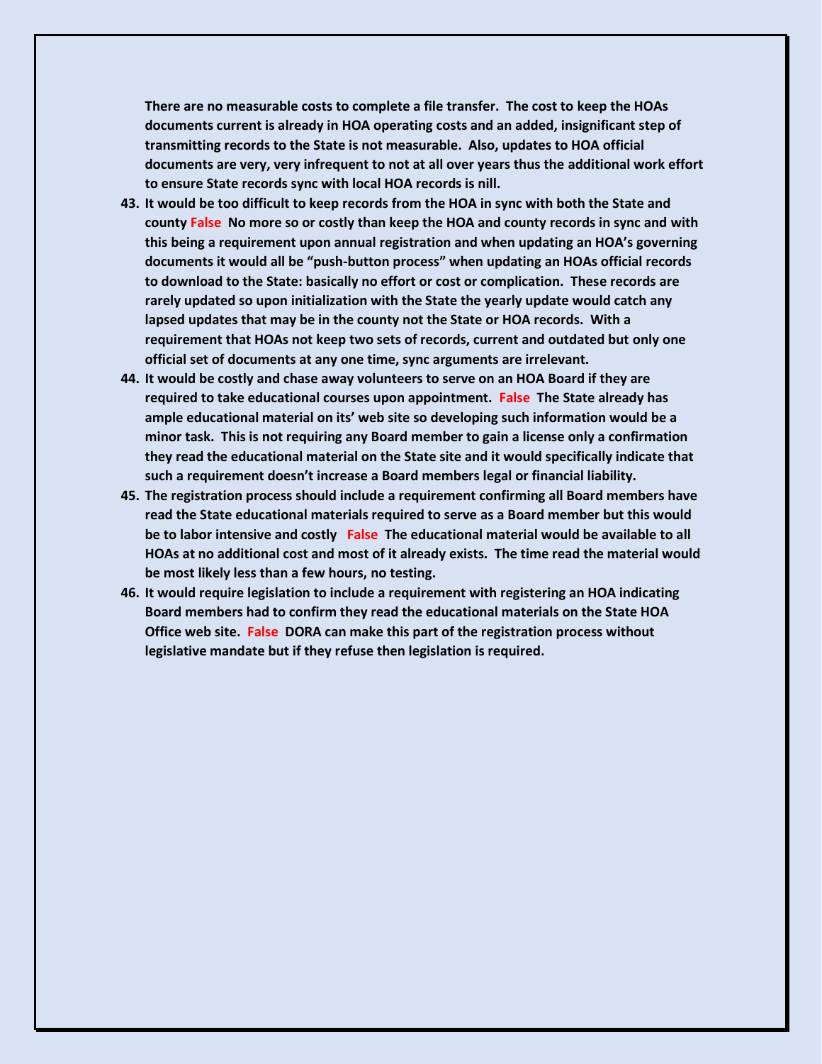**There are no measurable costs to complete a file transfer. The cost to keep the HOAs documents current is already in HOA operating costs and an added, insignificant step of transmitting records to the State is not measurable. Also, updates to HOA official documents are very, very infrequent to not at all over years thus the additional work effort to ensure State records sync with local HOA records is nill.**

43. **It would be too difficult to keep records from the HOA in sync with both the State and county False No more so or costly than keep the HOA and county records in sync and with this being a requirement upon annual registration and when updating an HOA's governing documents it would all be "push-button process" when updating an HOAs official records to download to the State: basically no effort or cost or complication. These records are rarely updated so upon initialization with the State the yearly update would catch any lapsed updates that may be in the county not the State or HOA records. With a requirement that HOAs not keep two sets of records, current and outdated but only one official set of documents at any one time, sync arguments are irrelevant.**
44. **It would be costly and chase away volunteers to serve on an HOA Board if they are required to take educational courses upon appointment. False The State already has ample educational material on its' web site so developing such information would be a minor task. This is not requiring any Board member to gain a license only a confirmation they read the educational material on the State site and it would specifically indicate that such a requirement doesn't increase a Board members legal or financial liability.**
45. **The registration process should include a requirement confirming all Board members have read the State educational materials required to serve as a Board member but this would be to labor intensive and costly False The educational material would be available to all HOAs at no additional cost and most of it already exists. The time read the material would be most likely less than a few hours, no testing.**
46. **It would require legislation to include a requirement with registering an HOA indicating Board members had to confirm they read the educational materials on the State HOA Office web site. False DORA can make this part of the registration process without legislative mandate but if they refuse then legislation is required.**